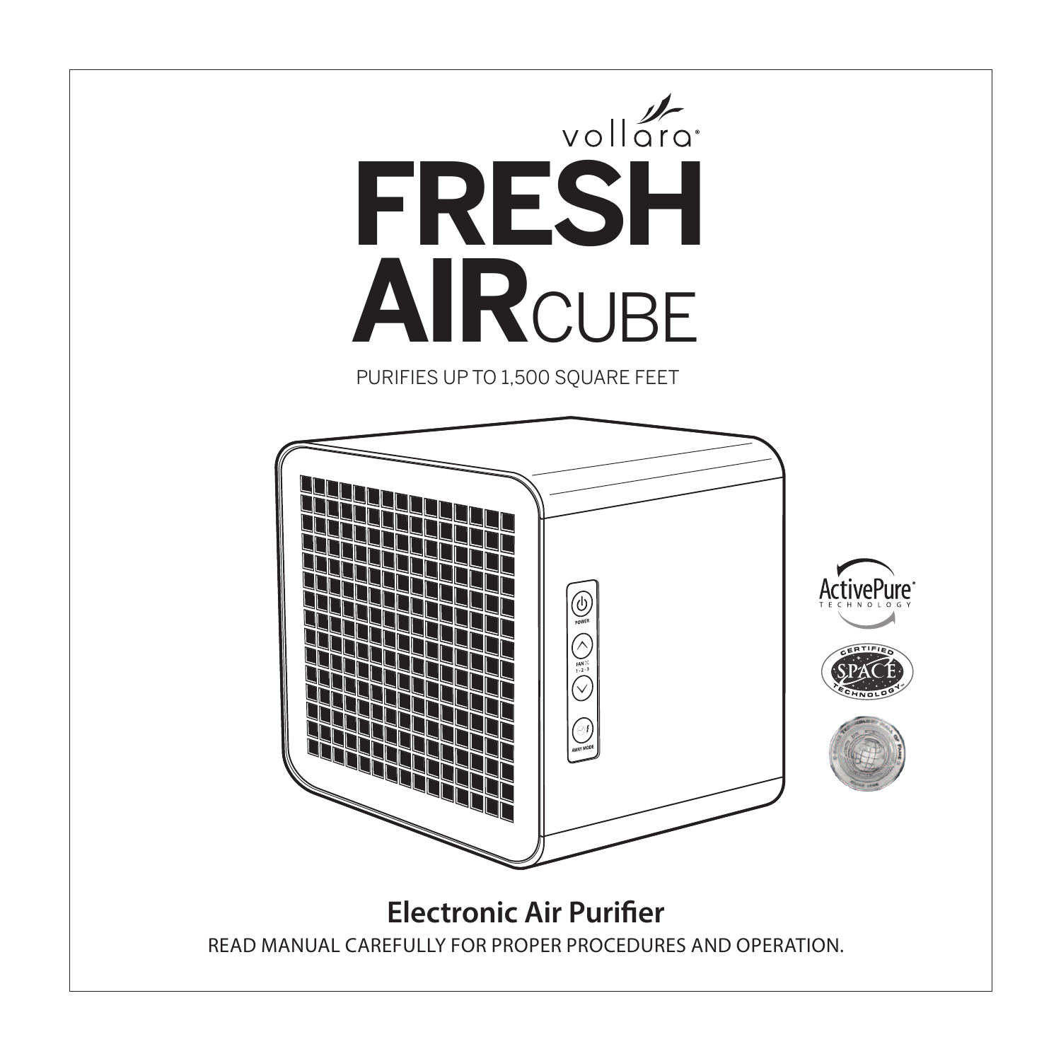vollara®

# FRESH AIRCUBE

PURIFIES UP TO 1,500 SQUARE FEET

POWER

FAN 1 - 2 - 3

AWAY MODE

ActivePure® TECHNOLOGY

CERTIFIED SPACE TECHNOLOGY™

## Electronic Air Purifier

READ MANUAL CAREFULLY FOR PROPER PROCEDURES AND OPERATION.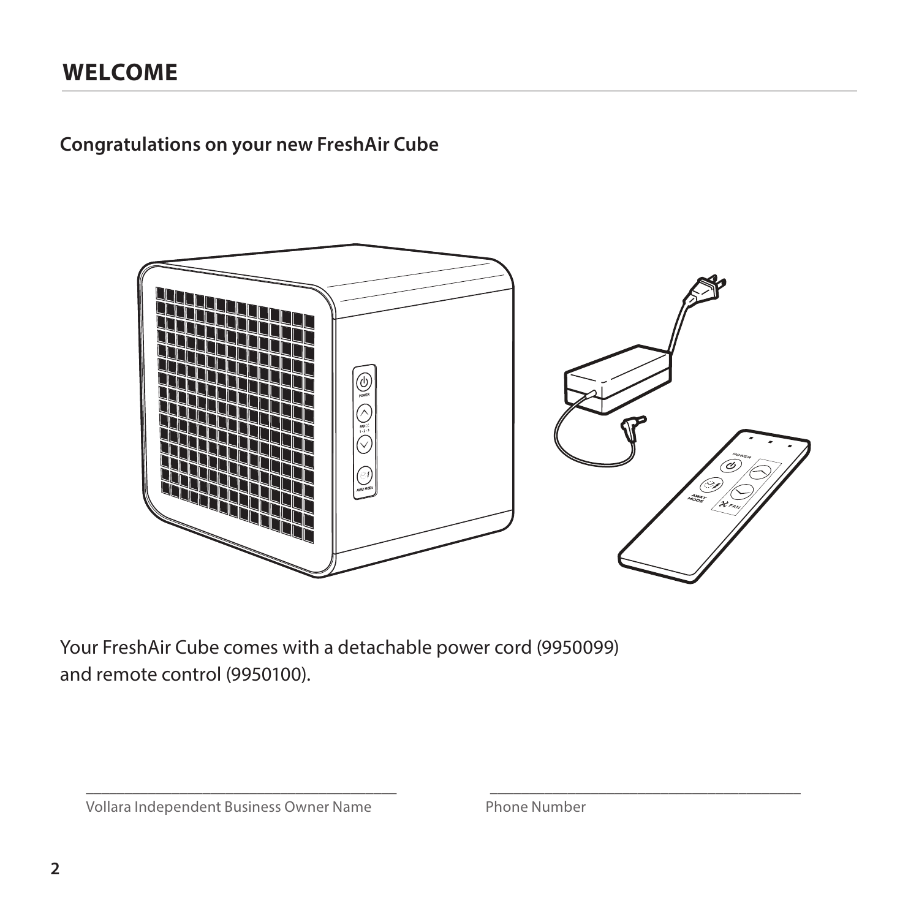# WELCOME

**Congratulations on your new FreshAir Cube**

Your FreshAir Cube comes with a detachable power cord (9950099) and remote control (9950100).

\_\_\_\_\_\_\_\_\_\_\_\_\_\_\_\_\_\_\_\_\_\_\_\_\_\_\_\_\_\_\_\_\_\_\_\_\_\_\_\_
Vollara Independent Business Owner Name

\_\_\_\_\_\_\_\_\_\_\_\_\_\_\_\_\_\_\_\_\_\_\_\_\_\_\_\_\_\_\_\_\_\_\_\_\_\_\_\_
Phone Number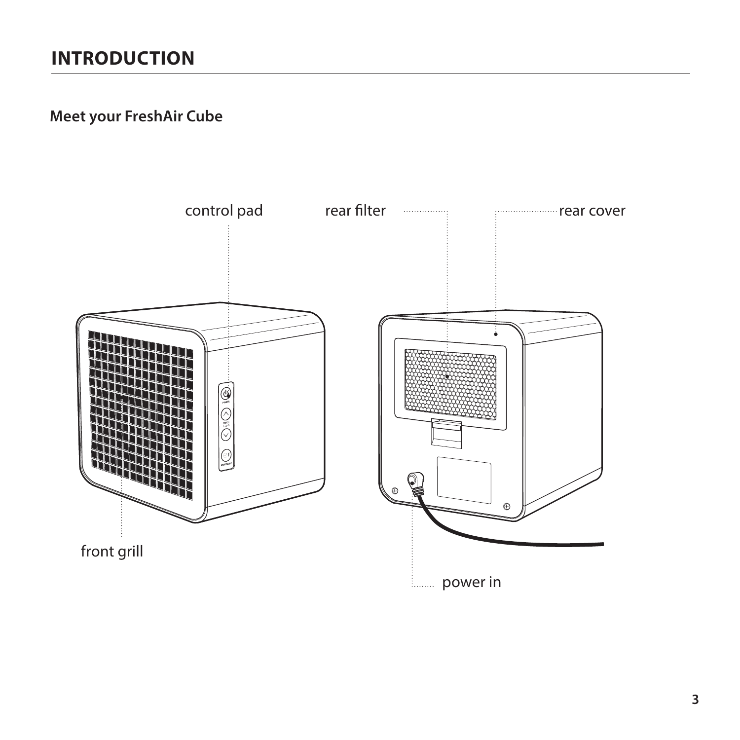# INTRODUCTION

## Meet your FreshAir Cube

control pad

rear filter

rear cover

front grill

power in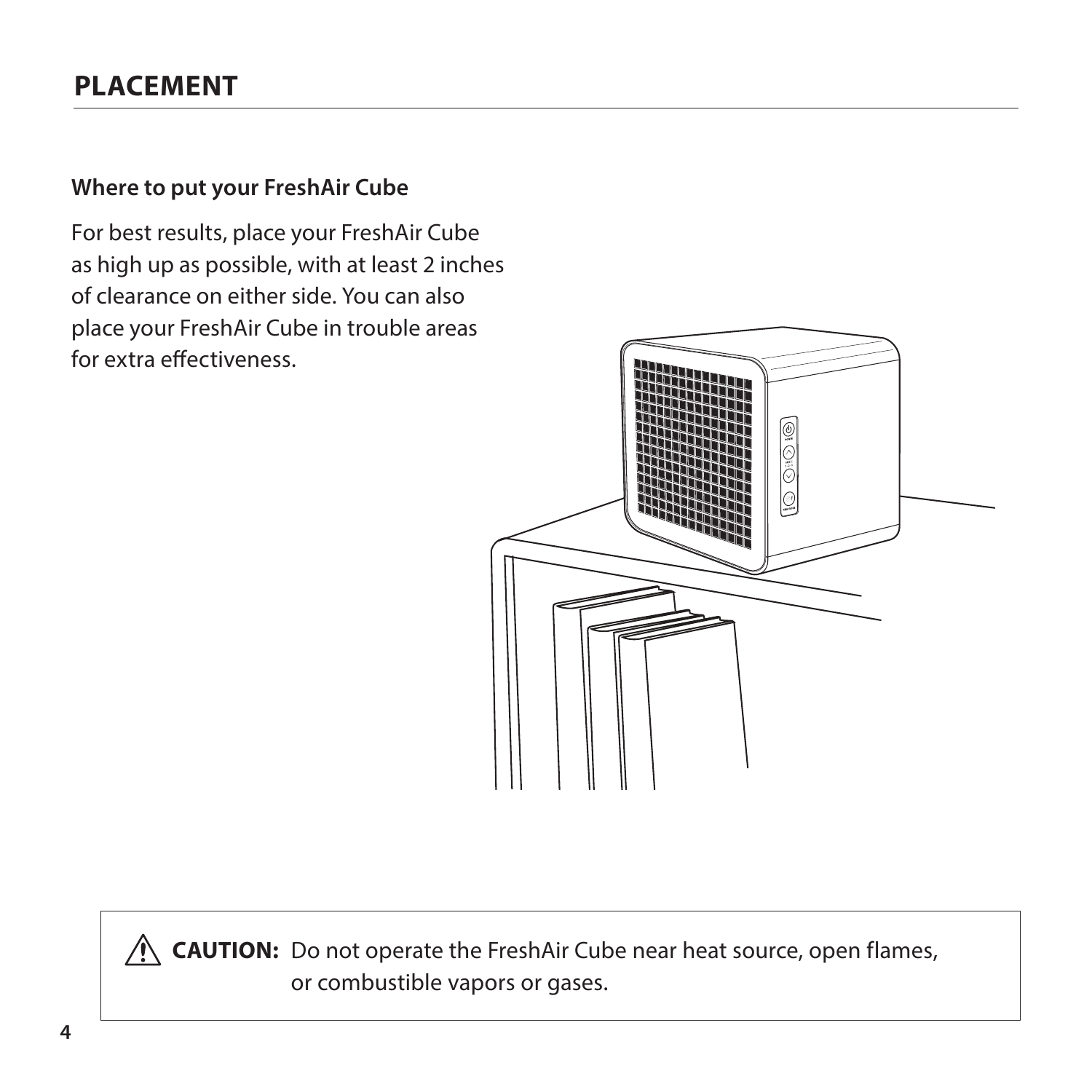# PLACEMENT

**Where to put your FreshAir Cube**

For best results, place your FreshAir Cube as high up as possible, with at least 2 inches of clearance on either side. You can also place your FreshAir Cube in trouble areas for extra effectiveness.

⚠ **CAUTION:** Do not operate the FreshAir Cube near heat source, open flames, or combustible vapors or gases.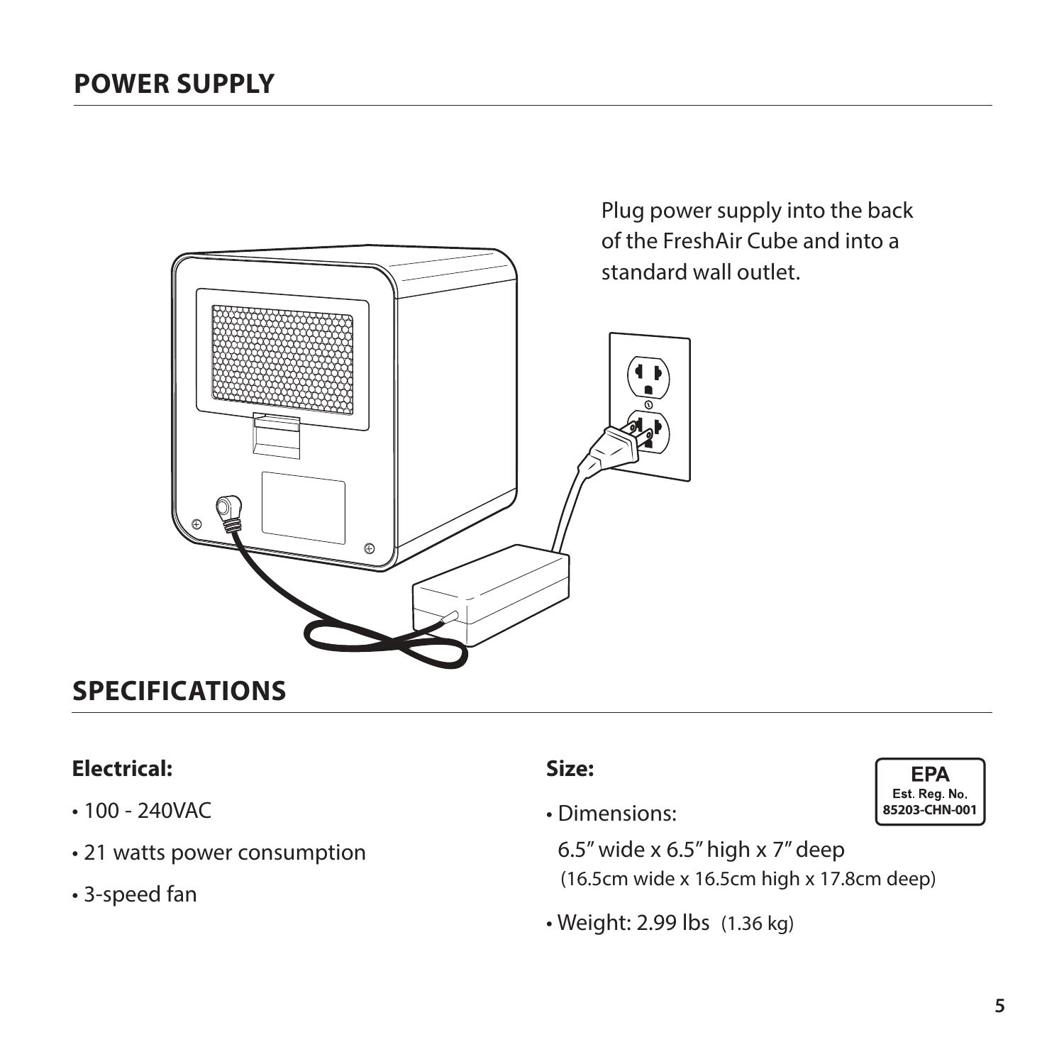## POWER SUPPLY

Plug power supply into the back of the FreshAir Cube and into a standard wall outlet.

## SPECIFICATIONS

**Electrical:**

- 100 - 240VAC
- 21 watts power consumption
- 3-speed fan

**Size:**

- Dimensions:

  6.5" wide x 6.5" high x 7" deep
  (16.5cm wide x 16.5cm high x 17.8cm deep)

- Weight: 2.99 lbs (1.36 kg)

EPA
Est. Reg. No.
85203-CHN-001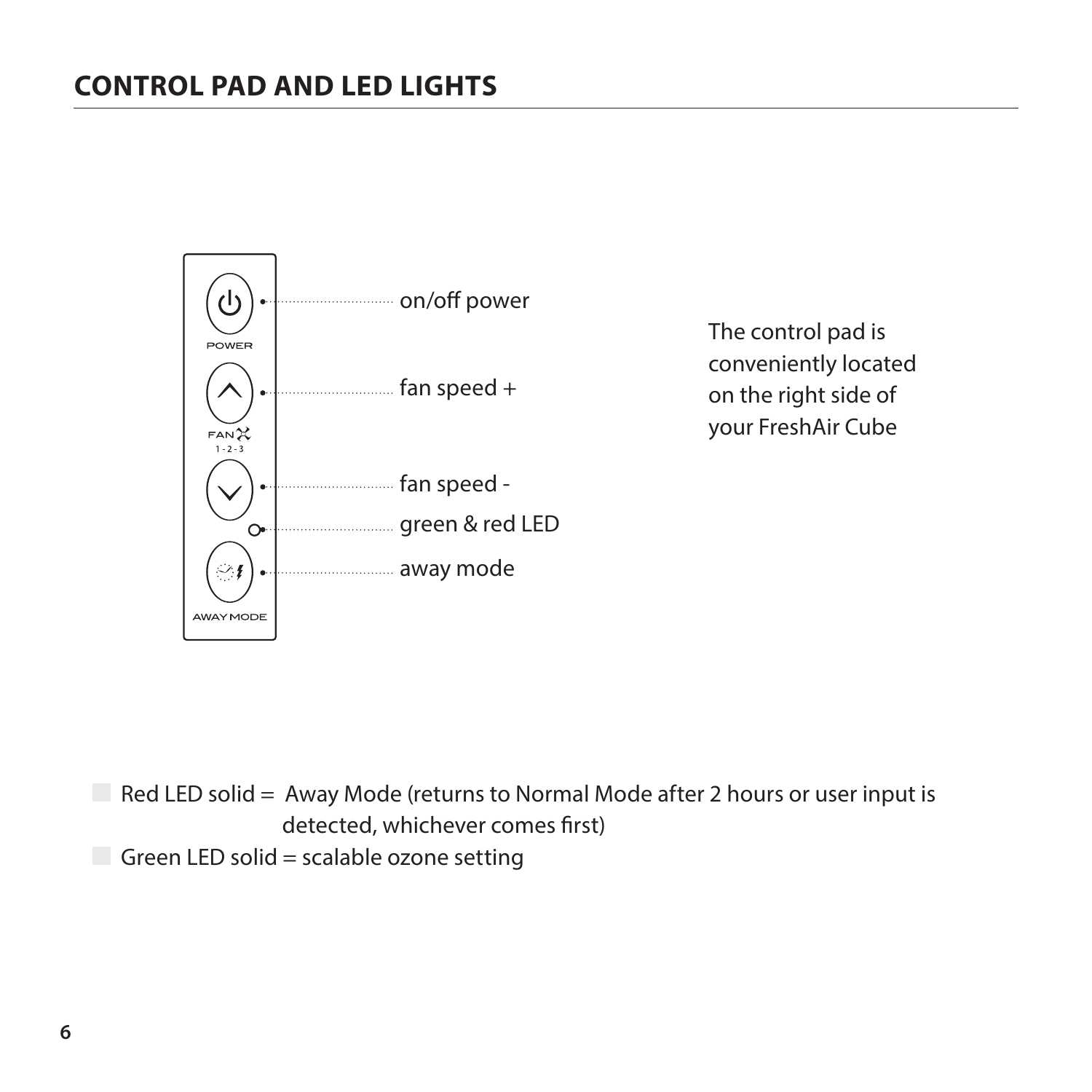## CONTROL PAD AND LED LIGHTS

POWER

FAN 1 - 2 - 3

AWAY MODE

- on/off power
- fan speed +
- fan speed -
- green & red LED
- away mode

The control pad is conveniently located on the right side of your FreshAir Cube

- Red LED solid = Away Mode (returns to Normal Mode after 2 hours or user input is detected, whichever comes first)
- Green LED solid = scalable ozone setting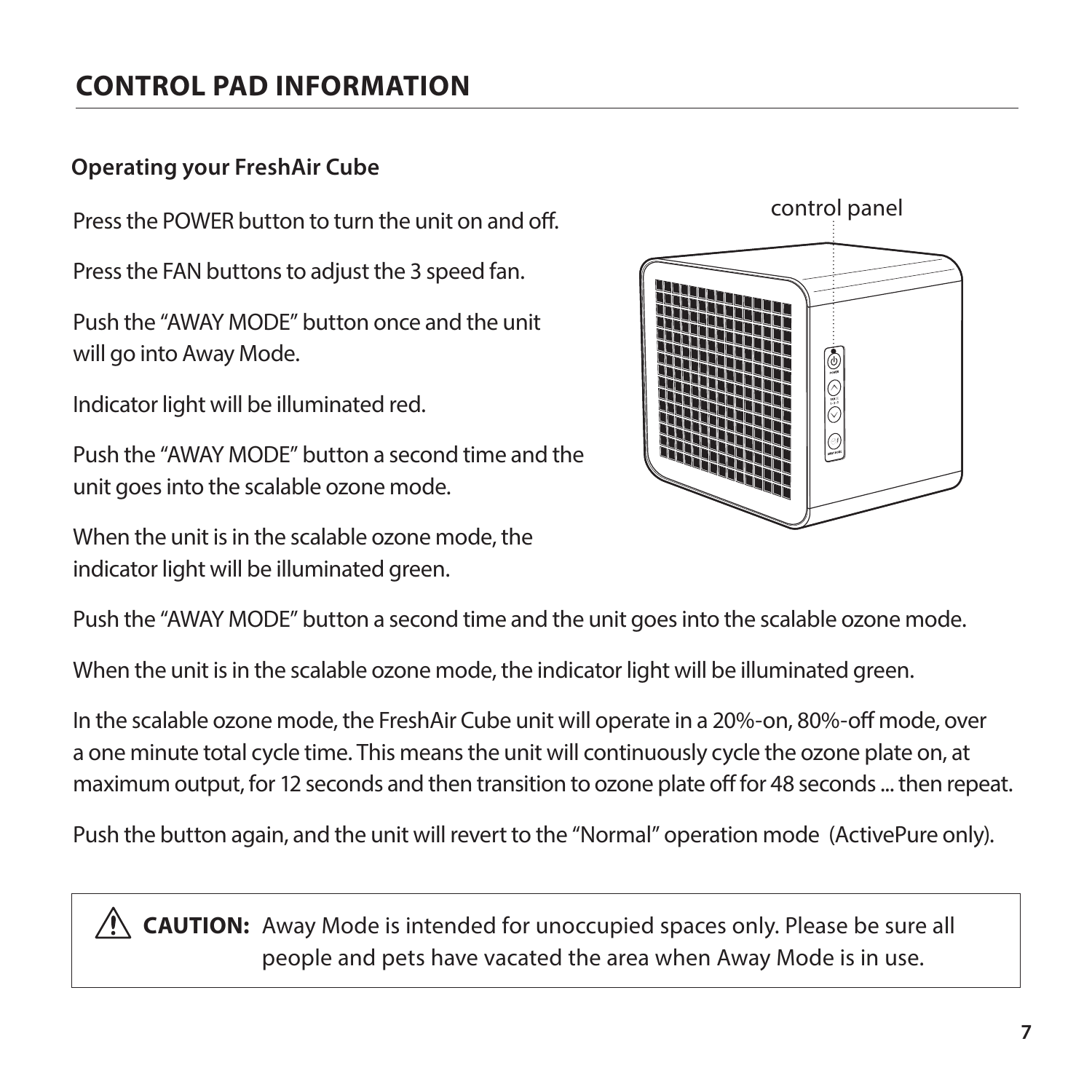## CONTROL PAD INFORMATION

### Operating your FreshAir Cube

Press the POWER button to turn the unit on and off.

Press the FAN buttons to adjust the 3 speed fan.

Push the "AWAY MODE" button once and the unit will go into Away Mode.

Indicator light will be illuminated red.

Push the "AWAY MODE" button a second time and the unit goes into the scalable ozone mode.

When the unit is in the scalable ozone mode, the indicator light will be illuminated green.

Push the "AWAY MODE" button a second time and the unit goes into the scalable ozone mode.

When the unit is in the scalable ozone mode, the indicator light will be illuminated green.

In the scalable ozone mode, the FreshAir Cube unit will operate in a 20%-on, 80%-off mode, over a one minute total cycle time. This means the unit will continuously cycle the ozone plate on, at maximum output, for 12 seconds and then transition to ozone plate off for 48 seconds ... then repeat.

Push the button again, and the unit will revert to the "Normal" operation mode (ActivePure only).

**CAUTION:** Away Mode is intended for unoccupied spaces only. Please be sure all people and pets have vacated the area when Away Mode is in use.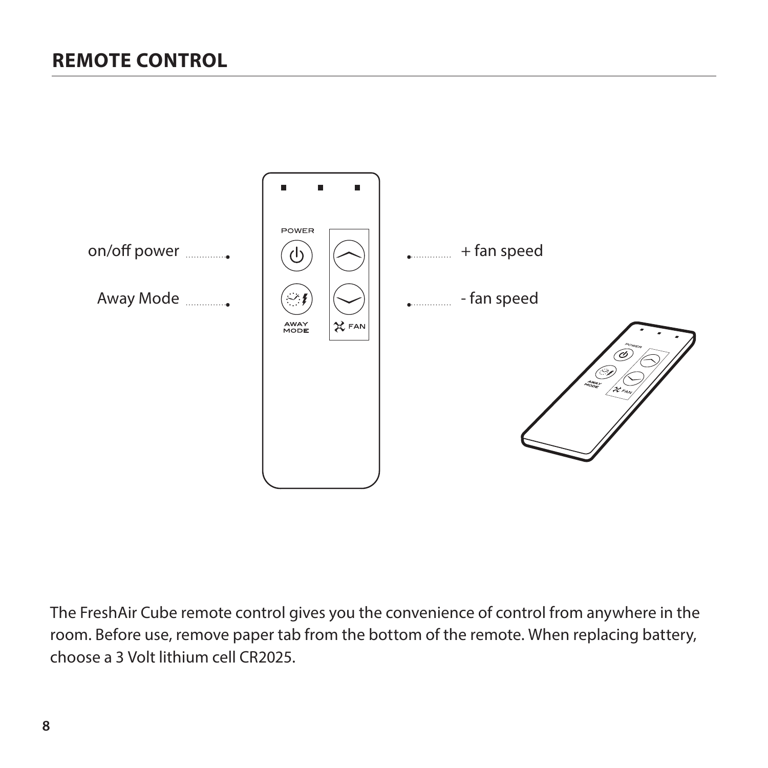## REMOTE CONTROL

on/off power

Away Mode

+ fan speed

- fan speed

The FreshAir Cube remote control gives you the convenience of control from anywhere in the room. Before use, remove paper tab from the bottom of the remote. When replacing battery, choose a 3 Volt lithium cell CR2025.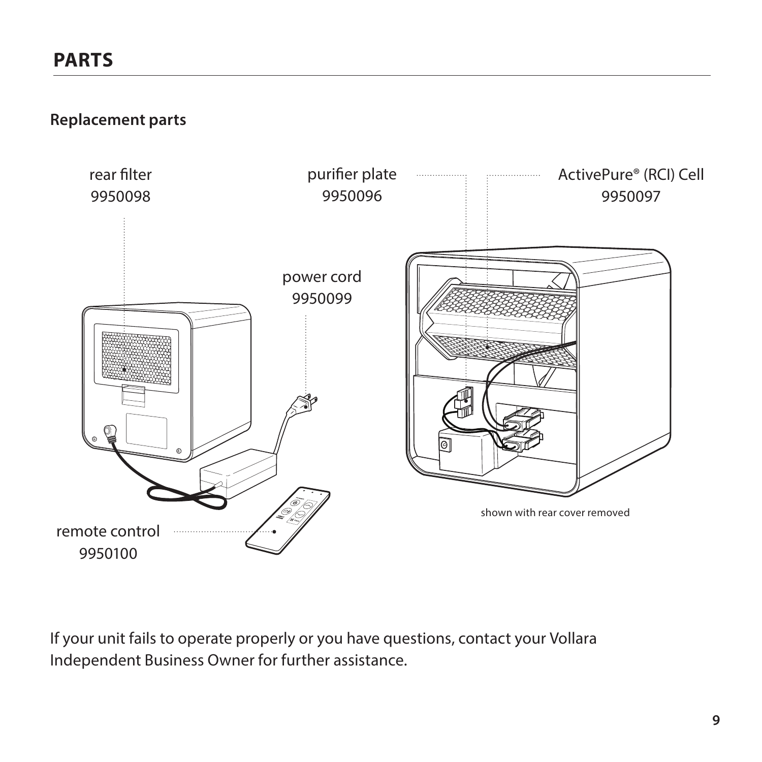# PARTS

## Replacement parts

rear filter
9950098

purifier plate
9950096

ActivePure® (RCI) Cell
9950097

power cord
9950099

remote control
9950100

shown with rear cover removed

If your unit fails to operate properly or you have questions, contact your Vollara Independent Business Owner for further assistance.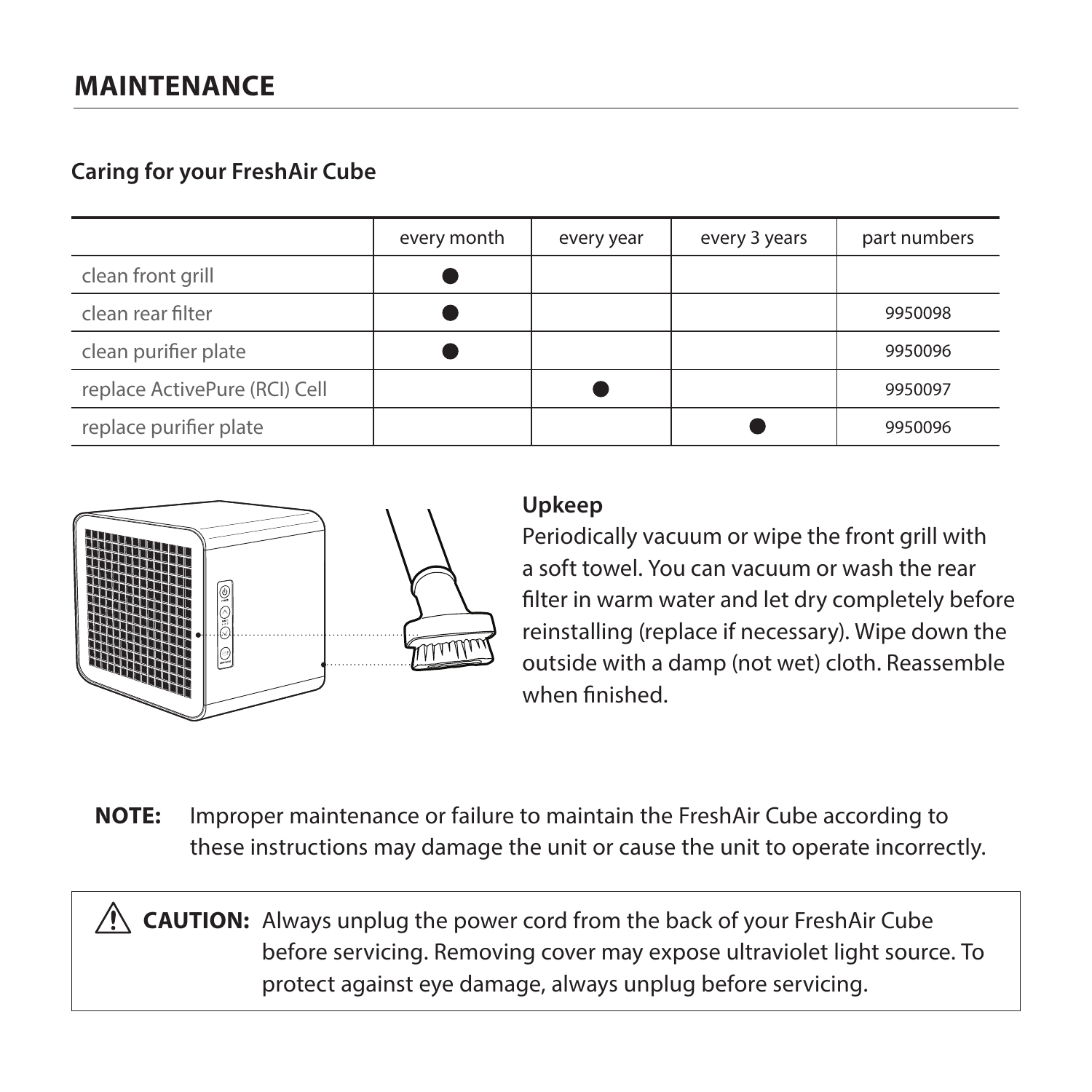# MAINTENANCE

## Caring for your FreshAir Cube

| | every month | every year | every 3 years | part numbers |
|---|---|---|---|---|
| clean front grill | ● | | | |
| clean rear filter | ● | | | 9950098 |
| clean purifier plate | ● | | | 9950096 |
| replace ActivePure (RCI) Cell | | ● | | 9950097 |
| replace purifier plate | | | ● | 9950096 |

**Upkeep**

Periodically vacuum or wipe the front grill with a soft towel. You can vacuum or wash the rear filter in warm water and let dry completely before reinstalling (replace if necessary). Wipe down the outside with a damp (not wet) cloth. Reassemble when finished.

**NOTE:** Improper maintenance or failure to maintain the FreshAir Cube according to these instructions may damage the unit or cause the unit to operate incorrectly.

⚠ **CAUTION:** Always unplug the power cord from the back of your FreshAir Cube before servicing. Removing cover may expose ultraviolet light source. To protect against eye damage, always unplug before servicing.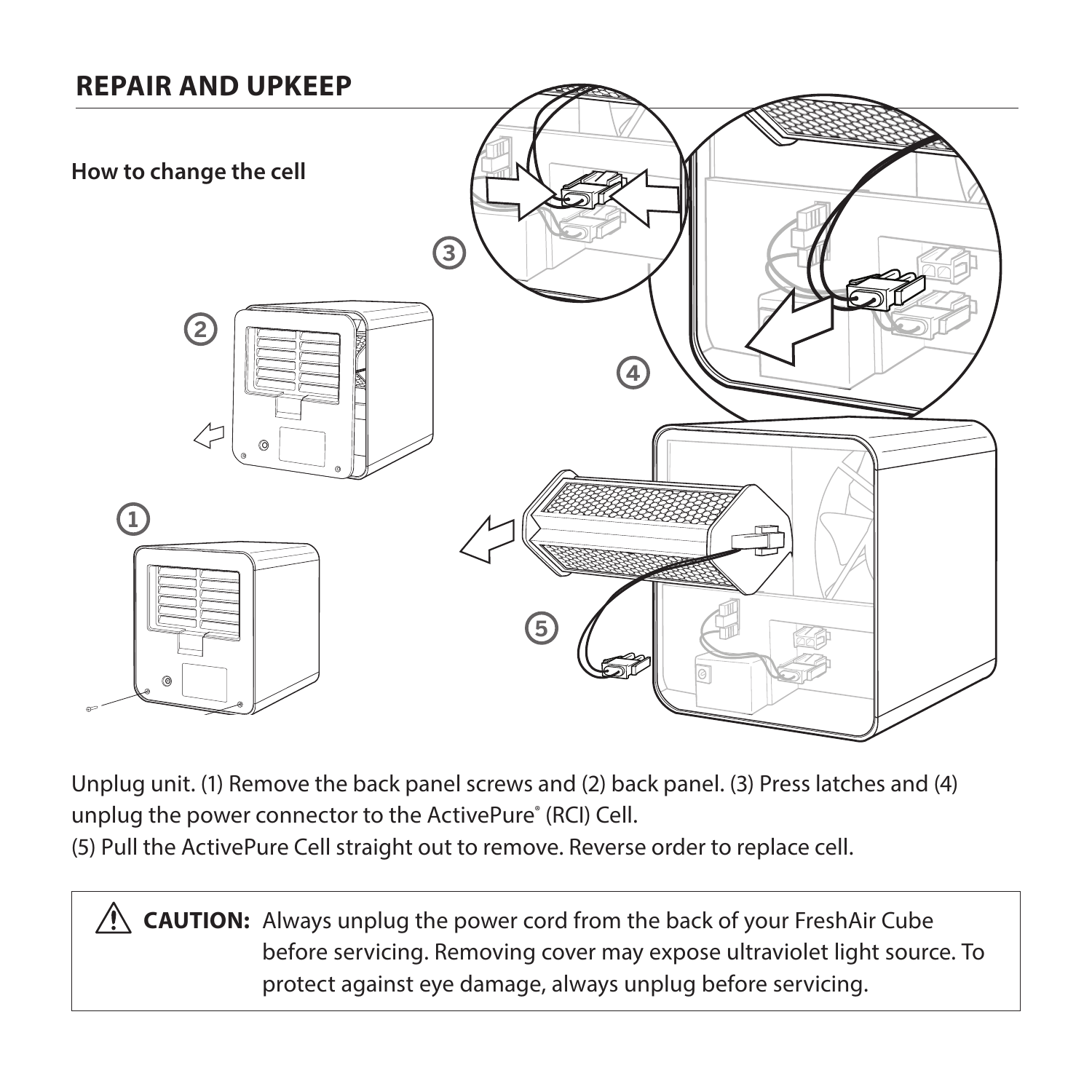## REPAIR AND UPKEEP

### How to change the cell

Unplug unit. (1) Remove the back panel screws and (2) back panel. (3) Press latches and (4) unplug the power connector to the ActivePure® (RCI) Cell.
(5) Pull the ActivePure Cell straight out to remove. Reverse order to replace cell.

⚠ **CAUTION:** Always unplug the power cord from the back of your FreshAir Cube before servicing. Removing cover may expose ultraviolet light source. To protect against eye damage, always unplug before servicing.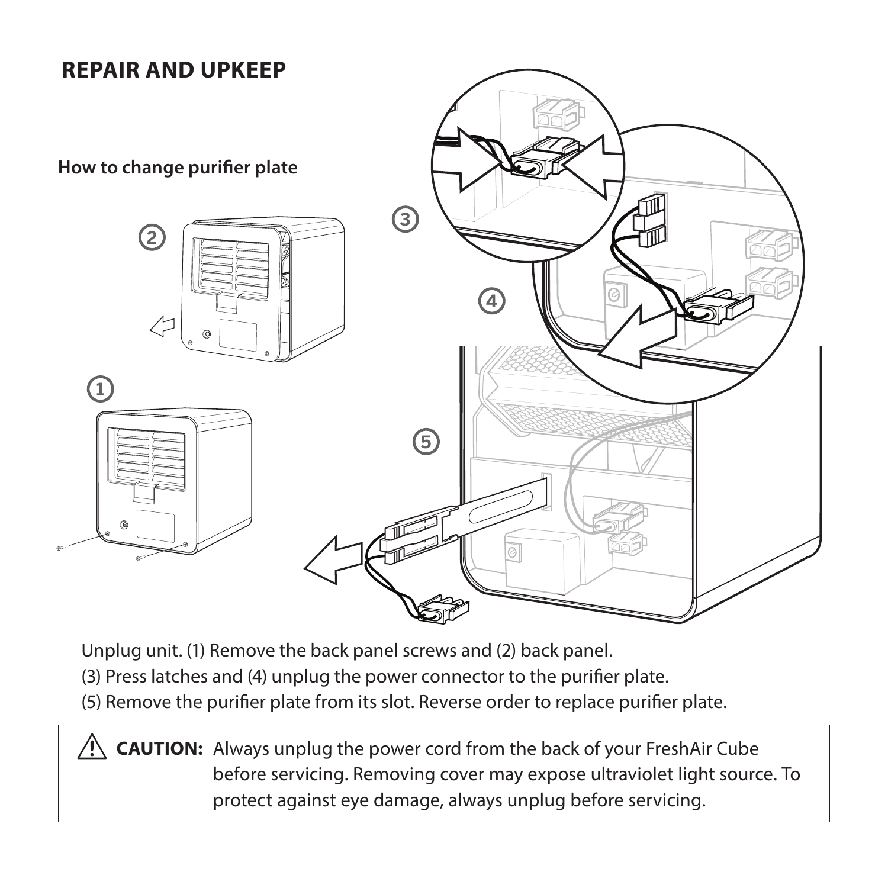## REPAIR AND UPKEEP

### How to change purifier plate

Unplug unit. (1) Remove the back panel screws and (2) back panel.
(3) Press latches and (4) unplug the power connector to the purifier plate.
(5) Remove the purifier plate from its slot. Reverse order to replace purifier plate.

⚠ **CAUTION:** Always unplug the power cord from the back of your FreshAir Cube before servicing. Removing cover may expose ultraviolet light source. To protect against eye damage, always unplug before servicing.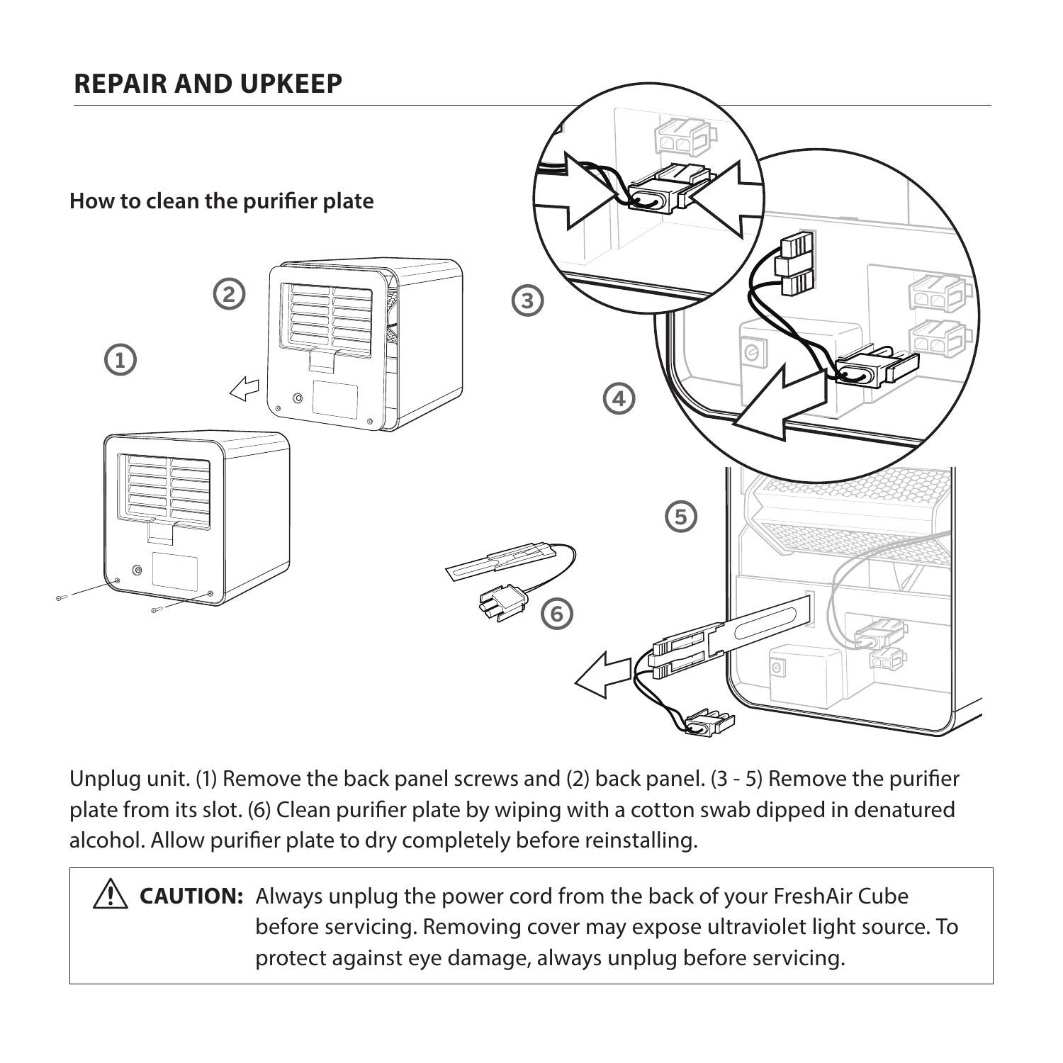## REPAIR AND UPKEEP

### How to clean the purifier plate

Unplug unit. (1) Remove the back panel screws and (2) back panel. (3 - 5) Remove the purifier plate from its slot. (6) Clean purifier plate by wiping with a cotton swab dipped in denatured alcohol. Allow purifier plate to dry completely before reinstalling.

> ⚠ **CAUTION:** Always unplug the power cord from the back of your FreshAir Cube before servicing. Removing cover may expose ultraviolet light source. To protect against eye damage, always unplug before servicing.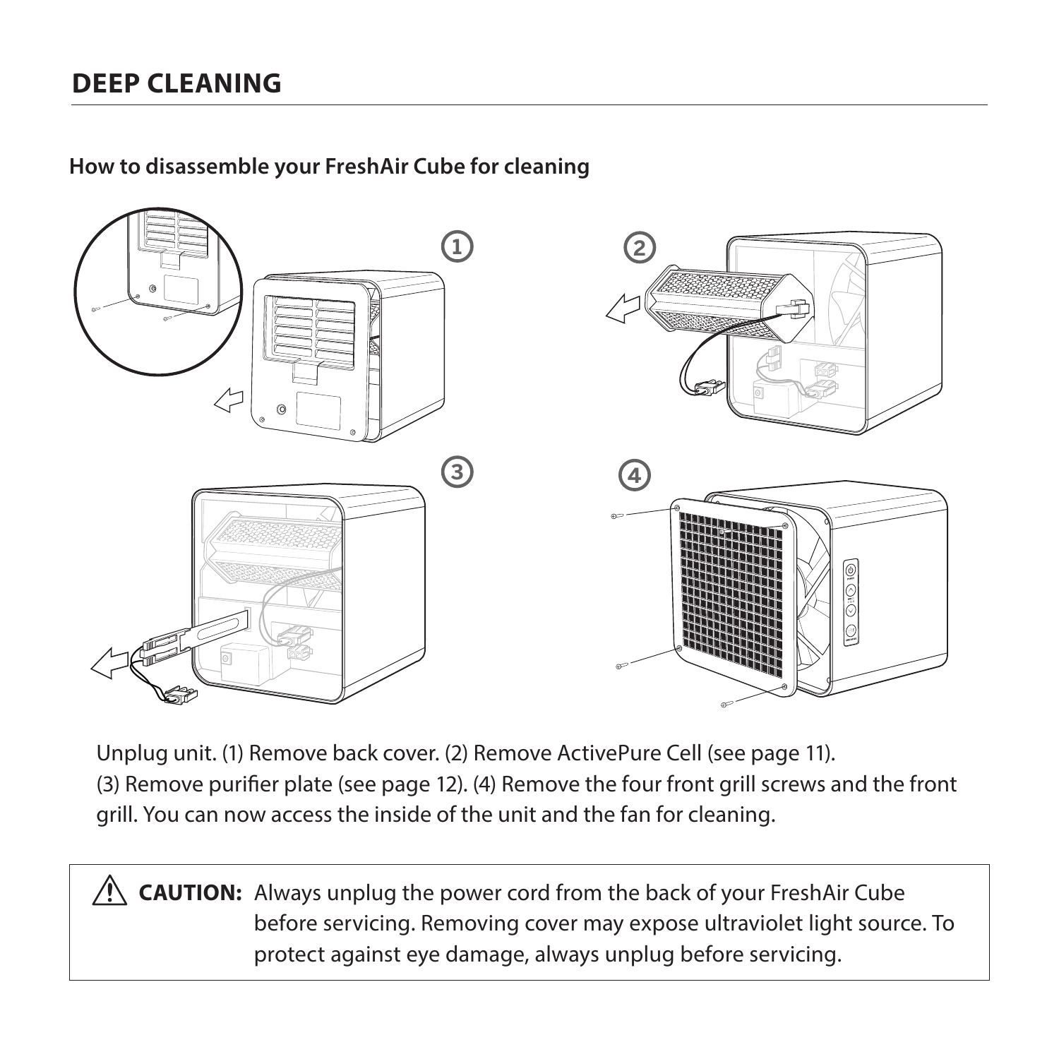## DEEP CLEANING

**How to disassemble your FreshAir Cube for cleaning**

Unplug unit. (1) Remove back cover. (2) Remove ActivePure Cell (see page 11).
(3) Remove purifier plate (see page 12). (4) Remove the four front grill screws and the front grill. You can now access the inside of the unit and the fan for cleaning.

> ⚠ **CAUTION:** Always unplug the power cord from the back of your FreshAir Cube before servicing. Removing cover may expose ultraviolet light source. To protect against eye damage, always unplug before servicing.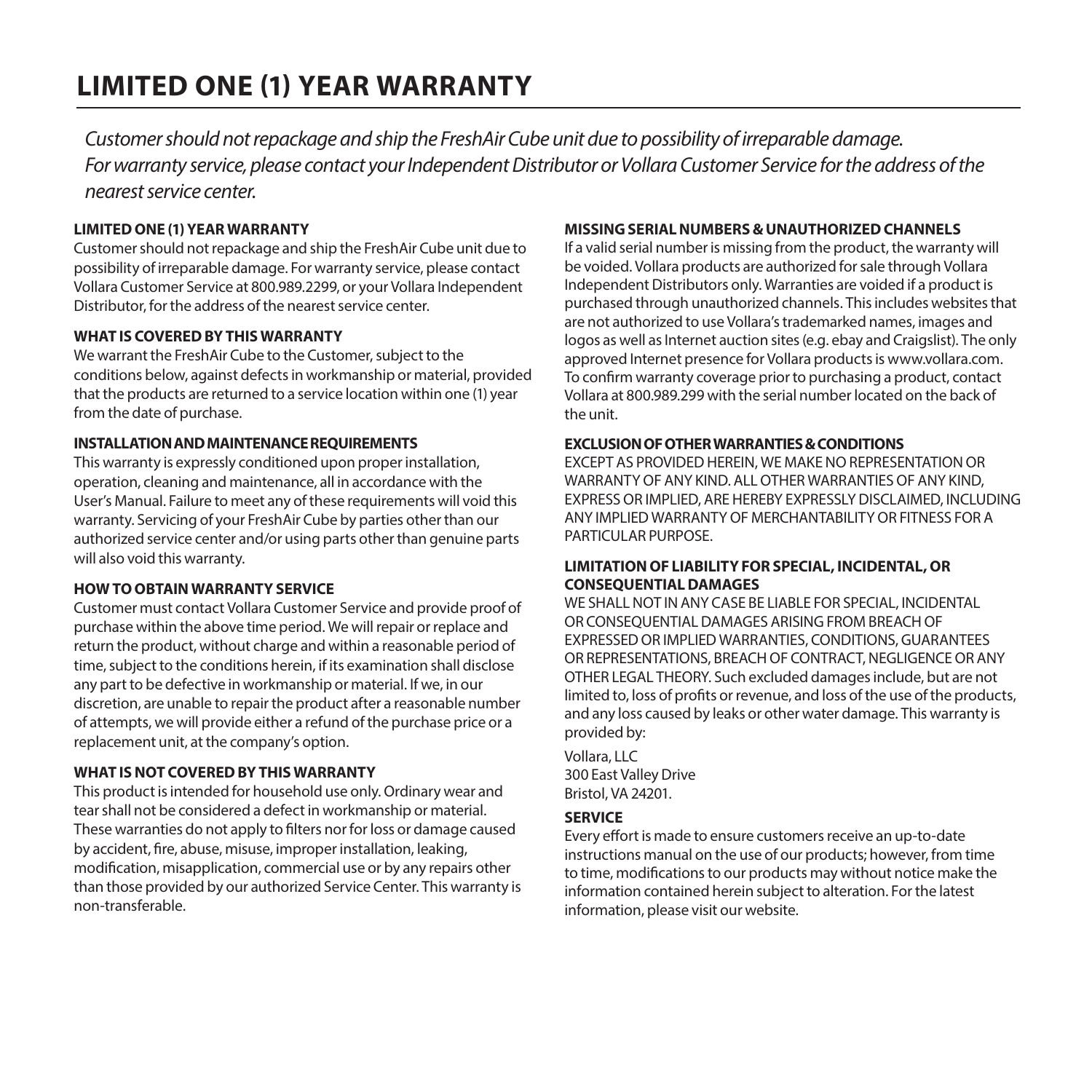# LIMITED ONE (1) YEAR WARRANTY

*Customer should not repackage and ship the FreshAir Cube unit due to possibility of irreparable damage. For warranty service, please contact your Independent Distributor or Vollara Customer Service for the address of the nearest service center.*

**LIMITED ONE (1) YEAR WARRANTY**

Customer should not repackage and ship the FreshAir Cube unit due to possibility of irreparable damage. For warranty service, please contact Vollara Customer Service at 800.989.2299, or your Vollara Independent Distributor, for the address of the nearest service center.

**WHAT IS COVERED BY THIS WARRANTY**

We warrant the FreshAir Cube to the Customer, subject to the conditions below, against defects in workmanship or material, provided that the products are returned to a service location within one (1) year from the date of purchase.

**INSTALLATION AND MAINTENANCE REQUIREMENTS**

This warranty is expressly conditioned upon proper installation, operation, cleaning and maintenance, all in accordance with the User's Manual. Failure to meet any of these requirements will void this warranty. Servicing of your FreshAir Cube by parties other than our authorized service center and/or using parts other than genuine parts will also void this warranty.

**HOW TO OBTAIN WARRANTY SERVICE**

Customer must contact Vollara Customer Service and provide proof of purchase within the above time period. We will repair or replace and return the product, without charge and within a reasonable period of time, subject to the conditions herein, if its examination shall disclose any part to be defective in workmanship or material. If we, in our discretion, are unable to repair the product after a reasonable number of attempts, we will provide either a refund of the purchase price or a replacement unit, at the company's option.

**WHAT IS NOT COVERED BY THIS WARRANTY**

This product is intended for household use only. Ordinary wear and tear shall not be considered a defect in workmanship or material. These warranties do not apply to filters nor for loss or damage caused by accident, fire, abuse, misuse, improper installation, leaking, modification, misapplication, commercial use or by any repairs other than those provided by our authorized Service Center. This warranty is non-transferable.

**MISSING SERIAL NUMBERS & UNAUTHORIZED CHANNELS**

If a valid serial number is missing from the product, the warranty will be voided. Vollara products are authorized for sale through Vollara Independent Distributors only. Warranties are voided if a product is purchased through unauthorized channels. This includes websites that are not authorized to use Vollara's trademarked names, images and logos as well as Internet auction sites (e.g. ebay and Craigslist). The only approved Internet presence for Vollara products is www.vollara.com. To confirm warranty coverage prior to purchasing a product, contact Vollara at 800.989.299 with the serial number located on the back of the unit.

**EXCLUSION OF OTHER WARRANTIES & CONDITIONS**

EXCEPT AS PROVIDED HEREIN, WE MAKE NO REPRESENTATION OR WARRANTY OF ANY KIND. ALL OTHER WARRANTIES OF ANY KIND, EXPRESS OR IMPLIED, ARE HEREBY EXPRESSLY DISCLAIMED, INCLUDING ANY IMPLIED WARRANTY OF MERCHANTABILITY OR FITNESS FOR A PARTICULAR PURPOSE.

**LIMITATION OF LIABILITY FOR SPECIAL, INCIDENTAL, OR CONSEQUENTIAL DAMAGES**

WE SHALL NOT IN ANY CASE BE LIABLE FOR SPECIAL, INCIDENTAL OR CONSEQUENTIAL DAMAGES ARISING FROM BREACH OF EXPRESSED OR IMPLIED WARRANTIES, CONDITIONS, GUARANTEES OR REPRESENTATIONS, BREACH OF CONTRACT, NEGLIGENCE OR ANY OTHER LEGAL THEORY. Such excluded damages include, but are not limited to, loss of profits or revenue, and loss of the use of the products, and any loss caused by leaks or other water damage. This warranty is provided by:

Vollara, LLC
300 East Valley Drive
Bristol, VA 24201.

**SERVICE**

Every effort is made to ensure customers receive an up-to-date instructions manual on the use of our products; however, from time to time, modifications to our products may without notice make the information contained herein subject to alteration. For the latest information, please visit our website.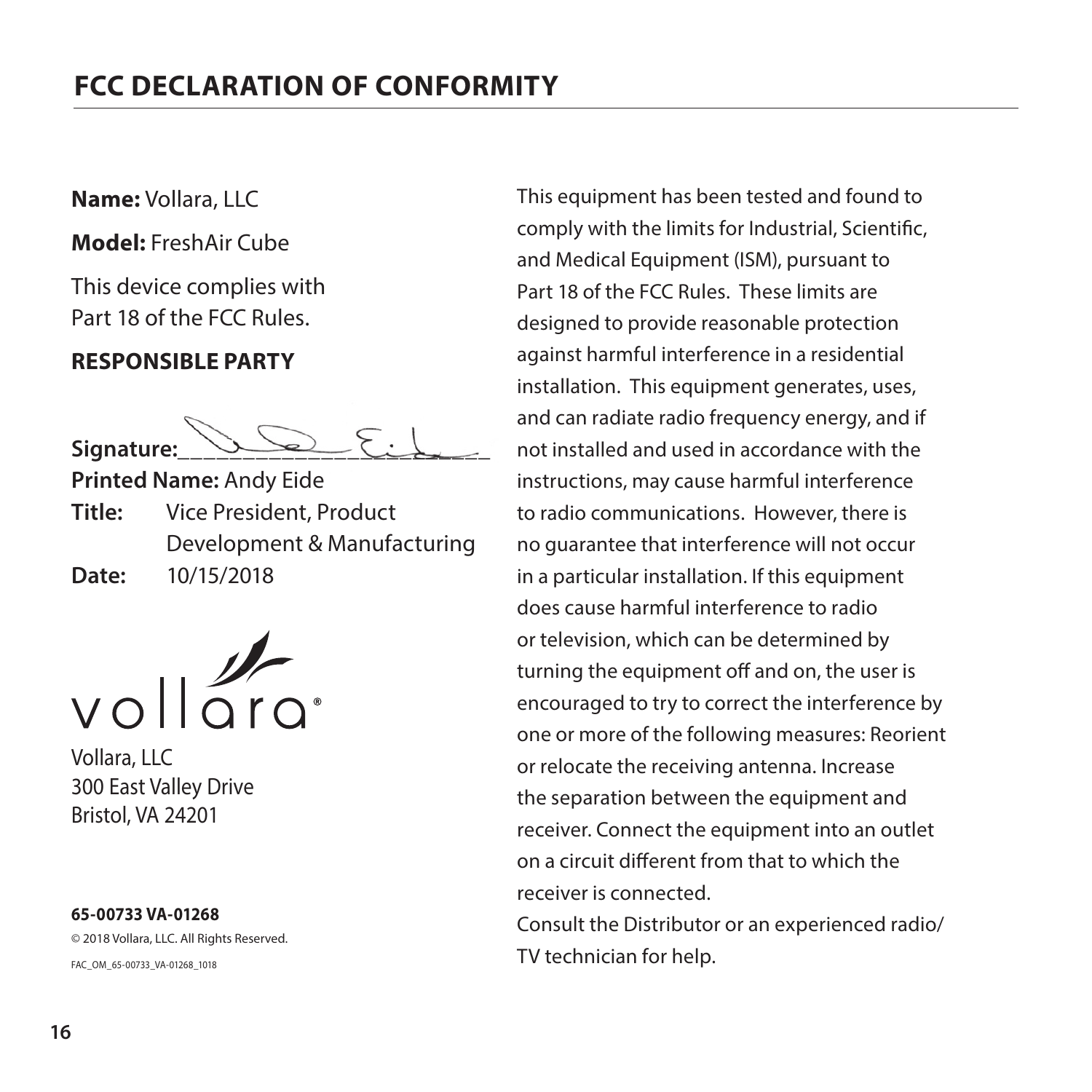# FCC DECLARATION OF CONFORMITY

**Name:** Vollara, LLC

**Model:** FreshAir Cube

This device complies with Part 18 of the FCC Rules.

**RESPONSIBLE PARTY**

**Signature:**______________________

**Printed Name:** Andy Eide

**Title:** Vice President, Product Development & Manufacturing

**Date:** 10/15/2018

vollara®

Vollara, LLC
300 East Valley Drive
Bristol, VA 24201

**65-00733 VA-01268**

© 2018 Vollara, LLC. All Rights Reserved.

FAC_OM_65-00733_VA-01268_1018

This equipment has been tested and found to comply with the limits for Industrial, Scientific, and Medical Equipment (ISM), pursuant to Part 18 of the FCC Rules. These limits are designed to provide reasonable protection against harmful interference in a residential installation. This equipment generates, uses, and can radiate radio frequency energy, and if not installed and used in accordance with the instructions, may cause harmful interference to radio communications. However, there is no guarantee that interference will not occur in a particular installation. If this equipment does cause harmful interference to radio or television, which can be determined by turning the equipment off and on, the user is encouraged to try to correct the interference by one or more of the following measures: Reorient or relocate the receiving antenna. Increase the separation between the equipment and receiver. Connect the equipment into an outlet on a circuit different from that to which the receiver is connected.

Consult the Distributor or an experienced radio/ TV technician for help.